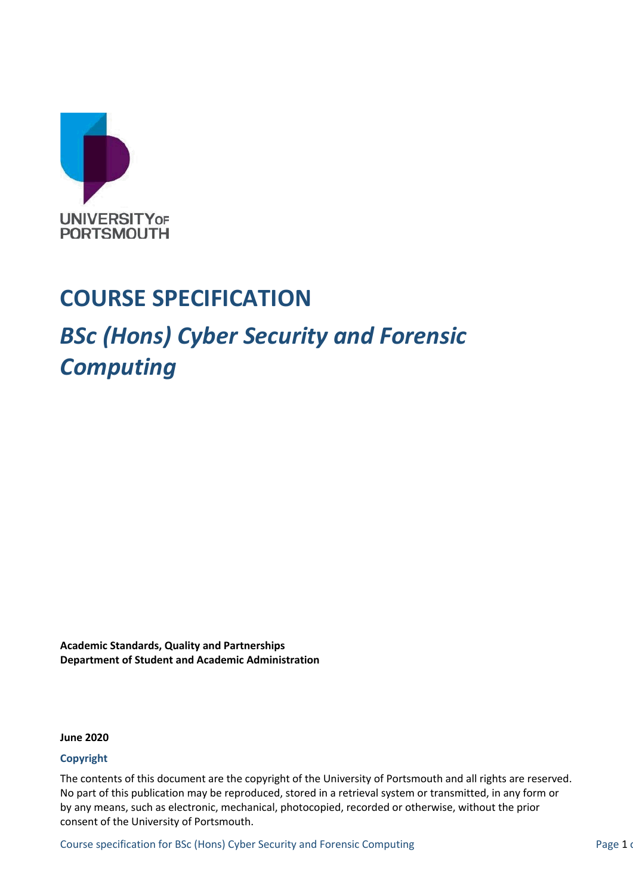UNIVERSITY OF PORTSMOUTH

# COURSE SPECIFICATION

## *BSc (Hons) Cyber Security and Forensic Computing*

**Academic Standards, Quality and Partnerships**
**Department of Student and Academic Administration**

**June 2020**

**Copyright**

The contents of this document are the copyright of the University of Portsmouth and all rights are reserved. No part of this publication may be reproduced, stored in a retrieval system or transmitted, in any form or by any means, such as electronic, mechanical, photocopied, recorded or otherwise, without the prior consent of the University of Portsmouth.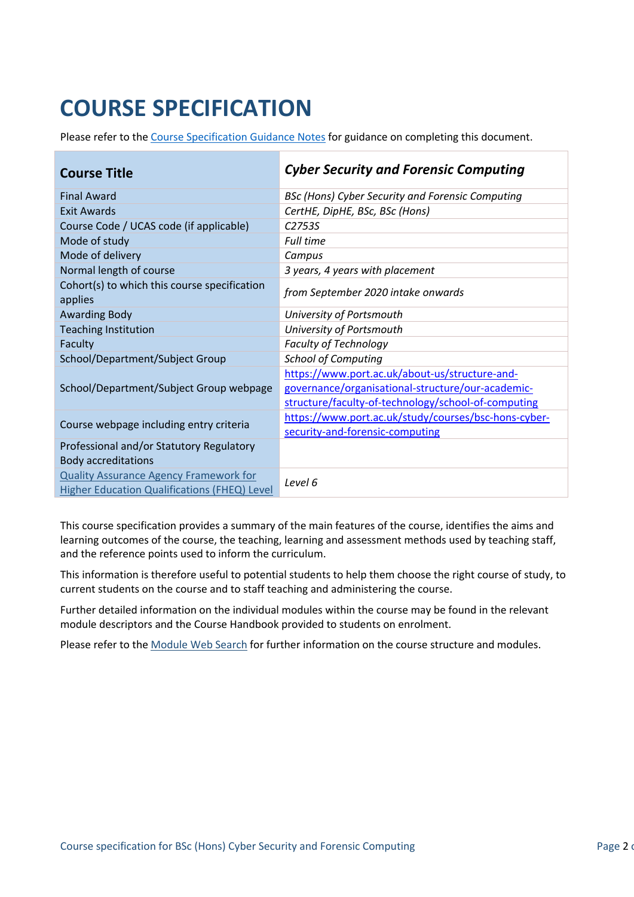# COURSE SPECIFICATION

Please refer to the Course Specification Guidance Notes for guidance on completing this document.

| Course Title | *Cyber Security and Forensic Computing* |
|---|---|
| Final Award | *BSc (Hons) Cyber Security and Forensic Computing* |
| Exit Awards | *CertHE, DipHE, BSc, BSc (Hons)* |
| Course Code / UCAS code (if applicable) | *C2753S* |
| Mode of study | *Full time* |
| Mode of delivery | *Campus* |
| Normal length of course | *3 years, 4 years with placement* |
| Cohort(s) to which this course specification applies | *from September 2020 intake onwards* |
| Awarding Body | *University of Portsmouth* |
| Teaching Institution | *University of Portsmouth* |
| Faculty | *Faculty of Technology* |
| School/Department/Subject Group | *School of Computing* |
| School/Department/Subject Group webpage | https://www.port.ac.uk/about-us/structure-and-governance/organisational-structure/our-academic-structure/faculty-of-technology/school-of-computing |
| Course webpage including entry criteria | https://www.port.ac.uk/study/courses/bsc-hons-cyber-security-and-forensic-computing |
| Professional and/or Statutory Regulatory Body accreditations | |
| Quality Assurance Agency Framework for Higher Education Qualifications (FHEQ) Level | *Level 6* |

This course specification provides a summary of the main features of the course, identifies the aims and learning outcomes of the course, the teaching, learning and assessment methods used by teaching staff, and the reference points used to inform the curriculum.

This information is therefore useful to potential students to help them choose the right course of study, to current students on the course and to staff teaching and administering the course.

Further detailed information on the individual modules within the course may be found in the relevant module descriptors and the Course Handbook provided to students on enrolment.

Please refer to the Module Web Search for further information on the course structure and modules.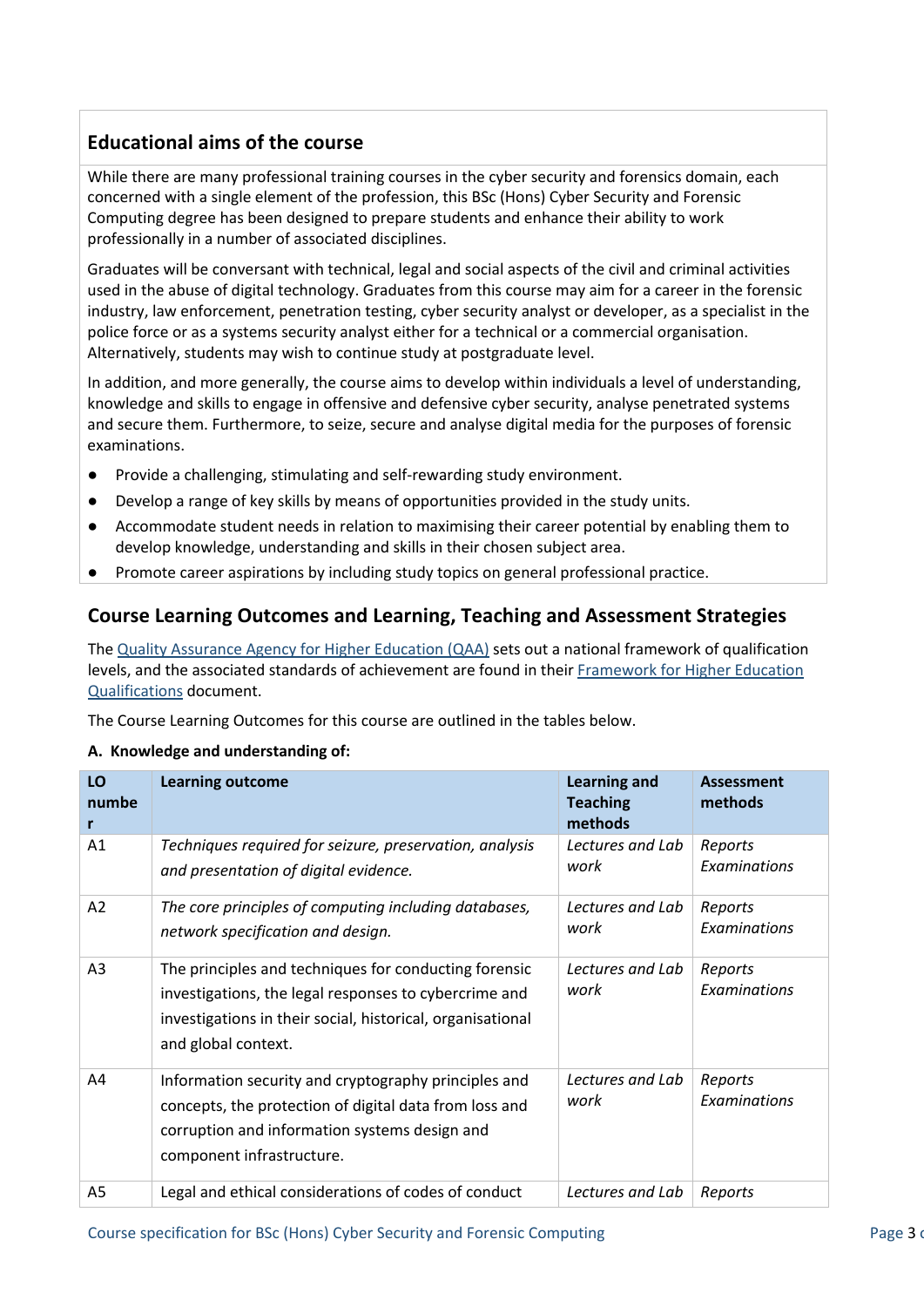## Educational aims of the course

While there are many professional training courses in the cyber security and forensics domain, each concerned with a single element of the profession, this BSc (Hons) Cyber Security and Forensic Computing degree has been designed to prepare students and enhance their ability to work professionally in a number of associated disciplines.

Graduates will be conversant with technical, legal and social aspects of the civil and criminal activities used in the abuse of digital technology. Graduates from this course may aim for a career in the forensic industry, law enforcement, penetration testing, cyber security analyst or developer, as a specialist in the police force or as a systems security analyst either for a technical or a commercial organisation. Alternatively, students may wish to continue study at postgraduate level.

In addition, and more generally, the course aims to develop within individuals a level of understanding, knowledge and skills to engage in offensive and defensive cyber security, analyse penetrated systems and secure them. Furthermore, to seize, secure and analyse digital media for the purposes of forensic examinations.

- Provide a challenging, stimulating and self-rewarding study environment.
- Develop a range of key skills by means of opportunities provided in the study units.
- Accommodate student needs in relation to maximising their career potential by enabling them to develop knowledge, understanding and skills in their chosen subject area.
- Promote career aspirations by including study topics on general professional practice.

## Course Learning Outcomes and Learning, Teaching and Assessment Strategies

The [Quality Assurance Agency for Higher Education (QAA)](#) sets out a national framework of qualification levels, and the associated standards of achievement are found in their [Framework for Higher Education Qualifications](#) document.

The Course Learning Outcomes for this course are outlined in the tables below.

**A. Knowledge and understanding of:**

| LO number | Learning outcome | Learning and Teaching methods | Assessment methods |
|---|---|---|---|
| A1 | *Techniques required for seizure, preservation, analysis and presentation of digital evidence.* | *Lectures and Lab work* | *Reports Examinations* |
| A2 | *The core principles of computing including databases, network specification and design.* | *Lectures and Lab work* | *Reports Examinations* |
| A3 | The principles and techniques for conducting forensic investigations, the legal responses to cybercrime and investigations in their social, historical, organisational and global context. | *Lectures and Lab work* | *Reports Examinations* |
| A4 | Information security and cryptography principles and concepts, the protection of digital data from loss and corruption and information systems design and component infrastructure. | *Lectures and Lab work* | *Reports Examinations* |
| A5 | Legal and ethical considerations of codes of conduct | *Lectures and Lab* | *Reports* |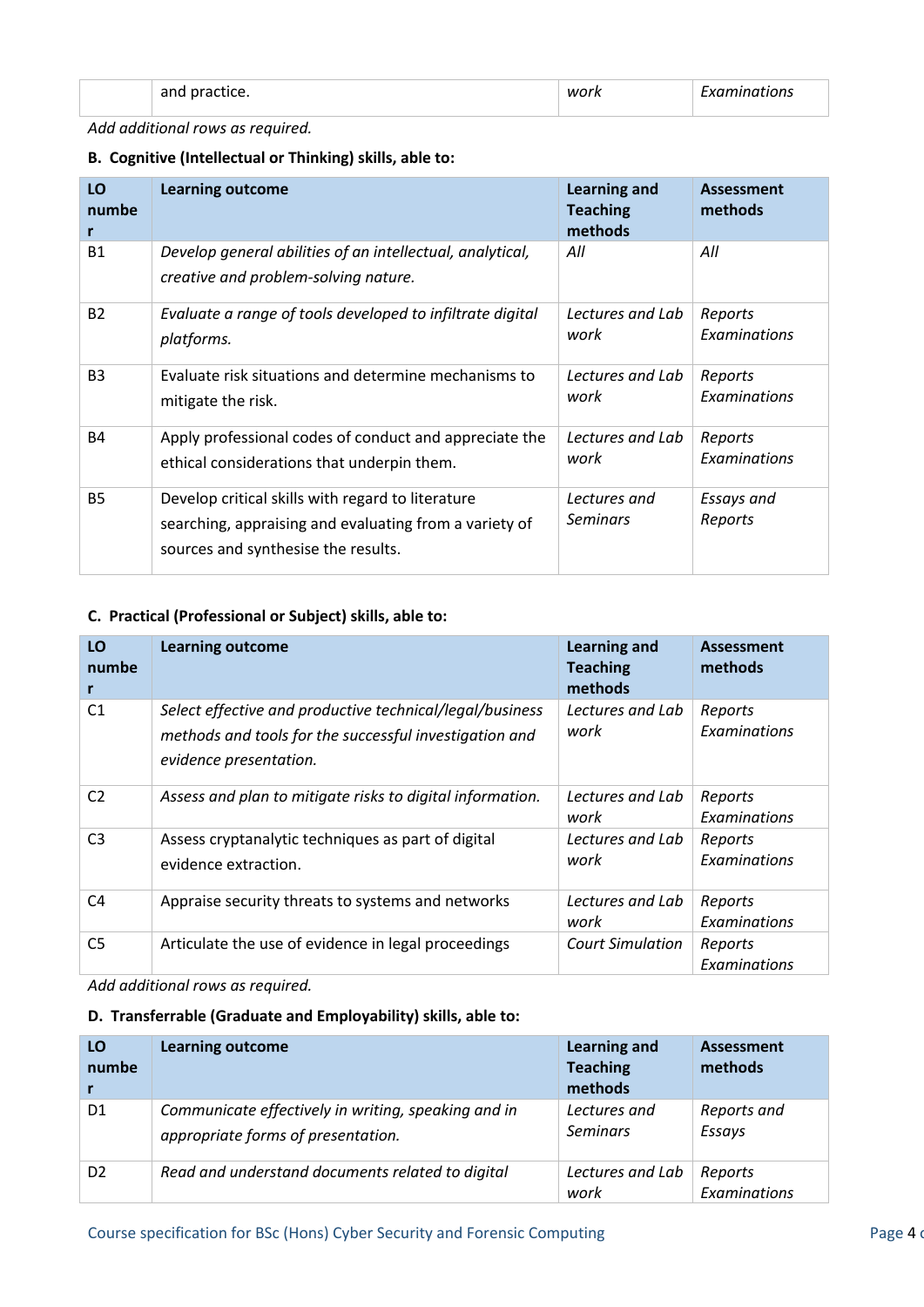| | and practice. | work | Examinations |
|---|---|---|---|

*Add additional rows as required.*

**B. Cognitive (Intellectual or Thinking) skills, able to:**

| LO number | Learning outcome | Learning and Teaching methods | Assessment methods |
|---|---|---|---|
| B1 | *Develop general abilities of an intellectual, analytical, creative and problem-solving nature.* | *All* | *All* |
| B2 | *Evaluate a range of tools developed to infiltrate digital platforms.* | *Lectures and Lab work* | *Reports Examinations* |
| B3 | Evaluate risk situations and determine mechanisms to mitigate the risk. | *Lectures and Lab work* | *Reports Examinations* |
| B4 | Apply professional codes of conduct and appreciate the ethical considerations that underpin them. | *Lectures and Lab work* | *Reports Examinations* |
| B5 | Develop critical skills with regard to literature searching, appraising and evaluating from a variety of sources and synthesise the results. | *Lectures and Seminars* | *Essays and Reports* |

**C. Practical (Professional or Subject) skills, able to:**

| LO number | Learning outcome | Learning and Teaching methods | Assessment methods |
|---|---|---|---|
| C1 | *Select effective and productive technical/legal/business methods and tools for the successful investigation and evidence presentation.* | *Lectures and Lab work* | *Reports Examinations* |
| C2 | *Assess and plan to mitigate risks to digital information.* | *Lectures and Lab work* | *Reports Examinations* |
| C3 | Assess cryptanalytic techniques as part of digital evidence extraction. | *Lectures and Lab work* | *Reports Examinations* |
| C4 | Appraise security threats to systems and networks | *Lectures and Lab work* | *Reports Examinations* |
| C5 | Articulate the use of evidence in legal proceedings | *Court Simulation* | *Reports Examinations* |

*Add additional rows as required.*

**D. Transferrable (Graduate and Employability) skills, able to:**

| LO number | Learning outcome | Learning and Teaching methods | Assessment methods |
|---|---|---|---|
| D1 | *Communicate effectively in writing, speaking and in appropriate forms of presentation.* | *Lectures and Seminars* | *Reports and Essays* |
| D2 | *Read and understand documents related to digital* | *Lectures and Lab work* | *Reports Examinations* |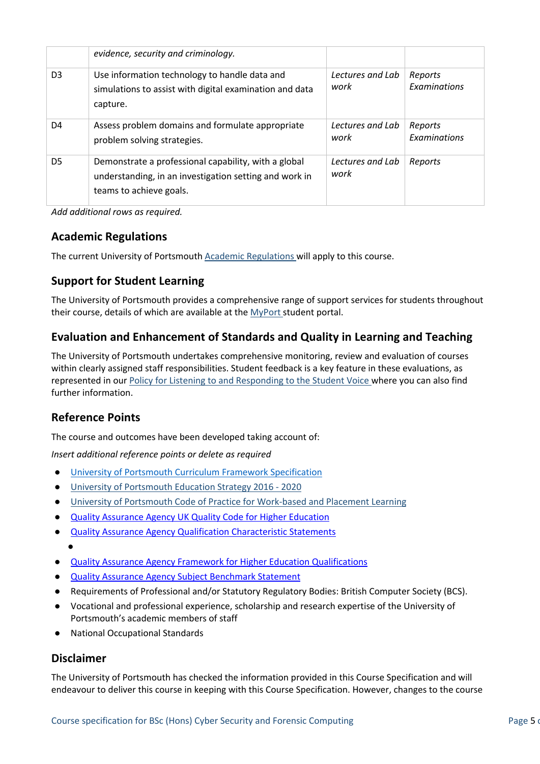| | | | |
|---|---|---|---|
| | *evidence, security and criminology.* | | |
| D3 | Use information technology to handle data and simulations to assist with digital examination and data capture. | *Lectures and Lab work* | *Reports Examinations* |
| D4 | Assess problem domains and formulate appropriate problem solving strategies. | *Lectures and Lab work* | *Reports Examinations* |
| D5 | Demonstrate a professional capability, with a global understanding, in an investigation setting and work in teams to achieve goals. | *Lectures and Lab work* | *Reports* |

*Add additional rows as required.*

## Academic Regulations

The current University of Portsmouth Academic Regulations will apply to this course.

## Support for Student Learning

The University of Portsmouth provides a comprehensive range of support services for students throughout their course, details of which are available at the MyPort student portal.

## Evaluation and Enhancement of Standards and Quality in Learning and Teaching

The University of Portsmouth undertakes comprehensive monitoring, review and evaluation of courses within clearly assigned staff responsibilities. Student feedback is a key feature in these evaluations, as represented in our Policy for Listening to and Responding to the Student Voice where you can also find further information.

## Reference Points

The course and outcomes have been developed taking account of:

*Insert additional reference points or delete as required*

- University of Portsmouth Curriculum Framework Specification
- University of Portsmouth Education Strategy 2016 - 2020
- University of Portsmouth Code of Practice for Work-based and Placement Learning
- Quality Assurance Agency UK Quality Code for Higher Education
- Quality Assurance Agency Qualification Characteristic Statements
- Quality Assurance Agency Framework for Higher Education Qualifications
- Quality Assurance Agency Subject Benchmark Statement
- Requirements of Professional and/or Statutory Regulatory Bodies: British Computer Society (BCS).
- Vocational and professional experience, scholarship and research expertise of the University of Portsmouth's academic members of staff
- National Occupational Standards

## Disclaimer

The University of Portsmouth has checked the information provided in this Course Specification and will endeavour to deliver this course in keeping with this Course Specification. However, changes to the course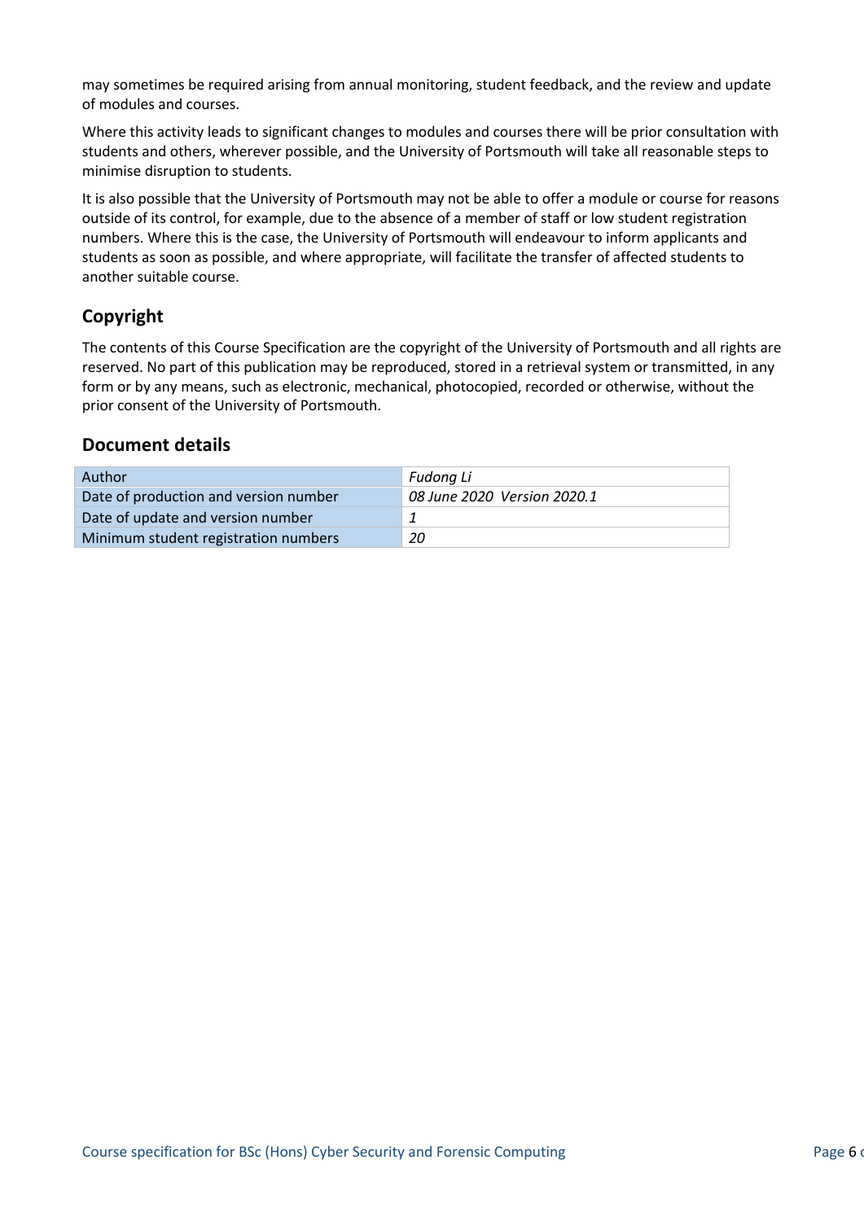may sometimes be required arising from annual monitoring, student feedback, and the review and update of modules and courses.

Where this activity leads to significant changes to modules and courses there will be prior consultation with students and others, wherever possible, and the University of Portsmouth will take all reasonable steps to minimise disruption to students.

It is also possible that the University of Portsmouth may not be able to offer a module or course for reasons outside of its control, for example, due to the absence of a member of staff or low student registration numbers. Where this is the case, the University of Portsmouth will endeavour to inform applicants and students as soon as possible, and where appropriate, will facilitate the transfer of affected students to another suitable course.

## Copyright

The contents of this Course Specification are the copyright of the University of Portsmouth and all rights are reserved. No part of this publication may be reproduced, stored in a retrieval system or transmitted, in any form or by any means, such as electronic, mechanical, photocopied, recorded or otherwise, without the prior consent of the University of Portsmouth.

## Document details

| | |
|---|---|
| Author | *Fudong Li* |
| Date of production and version number | *08 June 2020 Version 2020.1* |
| Date of update and version number | *1* |
| Minimum student registration numbers | *20* |